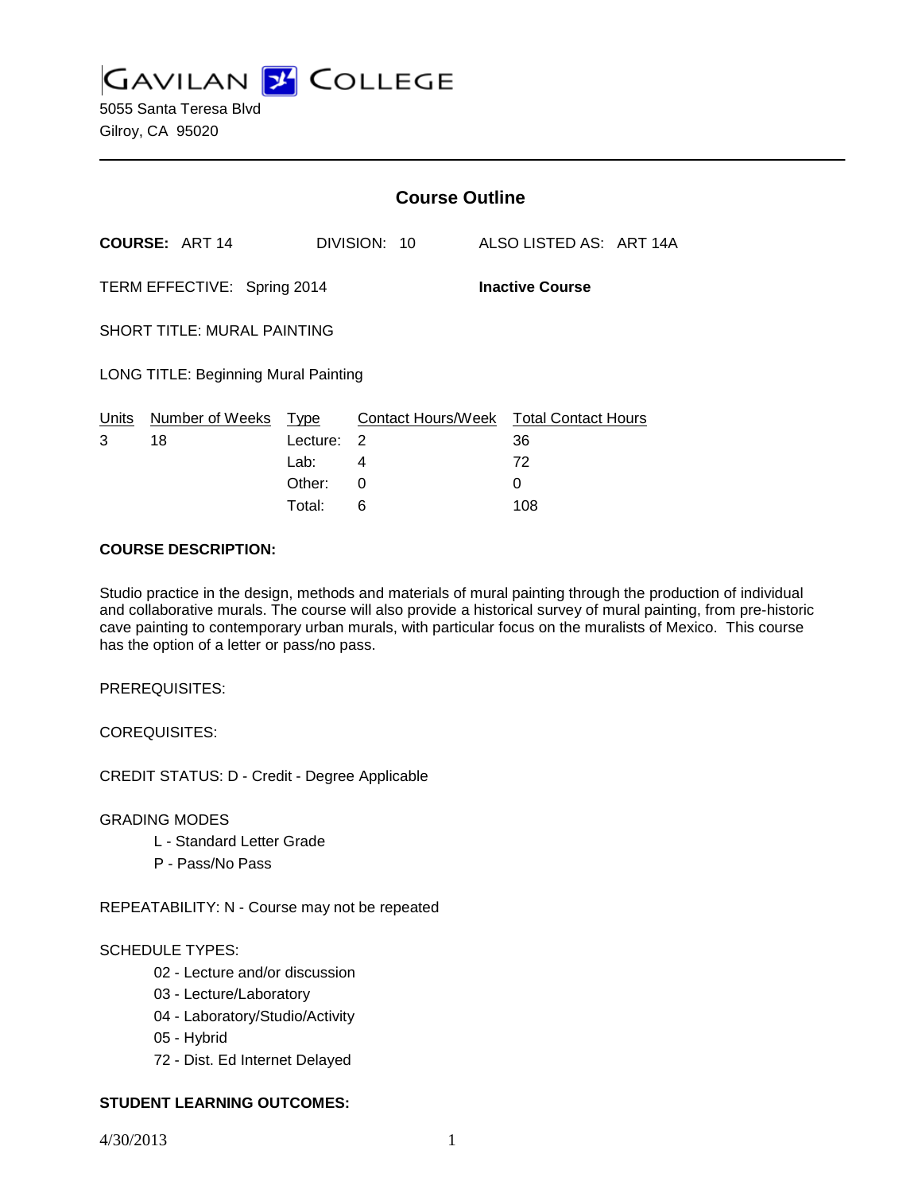# GAVILAN COLLEGE

5055 Santa Teresa Blvd
Gilroy, CA 95020

## Course Outline

**COURSE:** ART 14 DIVISION: 10 ALSO LISTED AS: ART 14A

TERM EFFECTIVE: Spring 2014 **Inactive Course**

SHORT TITLE: MURAL PAINTING

LONG TITLE: Beginning Mural Painting

| Units | Number of Weeks | Type | Contact Hours/Week | Total Contact Hours |
|---|---|---|---|---|
| 3 | 18 | Lecture: | 2 | 36 |
| | | Lab: | 4 | 72 |
| | | Other: | 0 | 0 |
| | | Total: | 6 | 108 |

**COURSE DESCRIPTION:**

Studio practice in the design, methods and materials of mural painting through the production of individual and collaborative murals. The course will also provide a historical survey of mural painting, from pre-historic cave painting to contemporary urban murals, with particular focus on the muralists of Mexico. This course has the option of a letter or pass/no pass.

PREREQUISITES:

COREQUISITES:

CREDIT STATUS: D - Credit - Degree Applicable

GRADING MODES

- L - Standard Letter Grade
- P - Pass/No Pass

REPEATABILITY: N - Course may not be repeated

SCHEDULE TYPES:

- 02 - Lecture and/or discussion
- 03 - Lecture/Laboratory
- 04 - Laboratory/Studio/Activity
- 05 - Hybrid
- 72 - Dist. Ed Internet Delayed

**STUDENT LEARNING OUTCOMES:**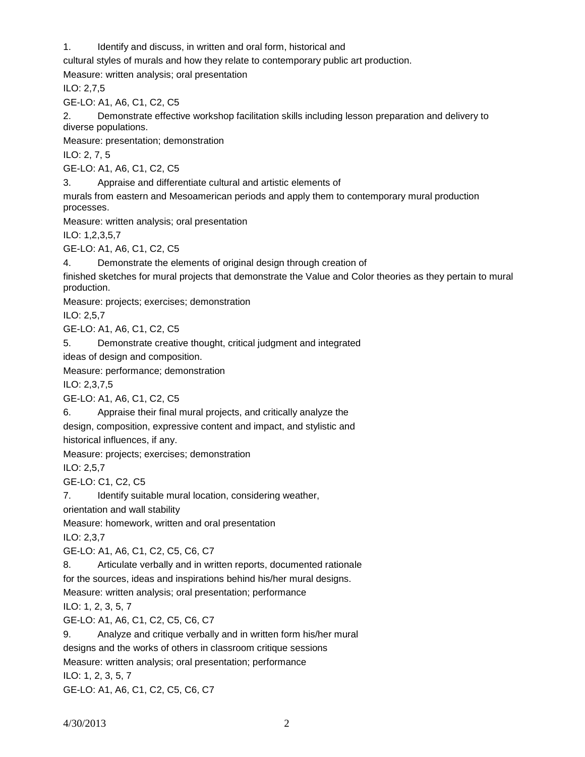1. Identify and discuss, in written and oral form, historical and cultural styles of murals and how they relate to contemporary public art production.

Measure: written analysis; oral presentation

ILO: 2,7,5

GE-LO: A1, A6, C1, C2, C5

2. Demonstrate effective workshop facilitation skills including lesson preparation and delivery to diverse populations.

Measure: presentation; demonstration

ILO: 2, 7, 5

GE-LO: A1, A6, C1, C2, C5

3. Appraise and differentiate cultural and artistic elements of murals from eastern and Mesoamerican periods and apply them to contemporary mural production processes.

Measure: written analysis; oral presentation

ILO: 1,2,3,5,7

GE-LO: A1, A6, C1, C2, C5

4. Demonstrate the elements of original design through creation of finished sketches for mural projects that demonstrate the Value and Color theories as they pertain to mural production.

Measure: projects; exercises; demonstration

ILO: 2,5,7

GE-LO: A1, A6, C1, C2, C5

5. Demonstrate creative thought, critical judgment and integrated ideas of design and composition.

Measure: performance; demonstration

ILO: 2,3,7,5

GE-LO: A1, A6, C1, C2, C5

6. Appraise their final mural projects, and critically analyze the design, composition, expressive content and impact, and stylistic and historical influences, if any.

Measure: projects; exercises; demonstration

ILO: 2,5,7

GE-LO: C1, C2, C5

7. Identify suitable mural location, considering weather, orientation and wall stability

Measure: homework, written and oral presentation

ILO: 2,3,7

GE-LO: A1, A6, C1, C2, C5, C6, C7

8. Articulate verbally and in written reports, documented rationale for the sources, ideas and inspirations behind his/her mural designs.

Measure: written analysis; oral presentation; performance

ILO: 1, 2, 3, 5, 7

GE-LO: A1, A6, C1, C2, C5, C6, C7

9. Analyze and critique verbally and in written form his/her mural designs and the works of others in classroom critique sessions

Measure: written analysis; oral presentation; performance

ILO: 1, 2, 3, 5, 7

GE-LO: A1, A6, C1, C2, C5, C6, C7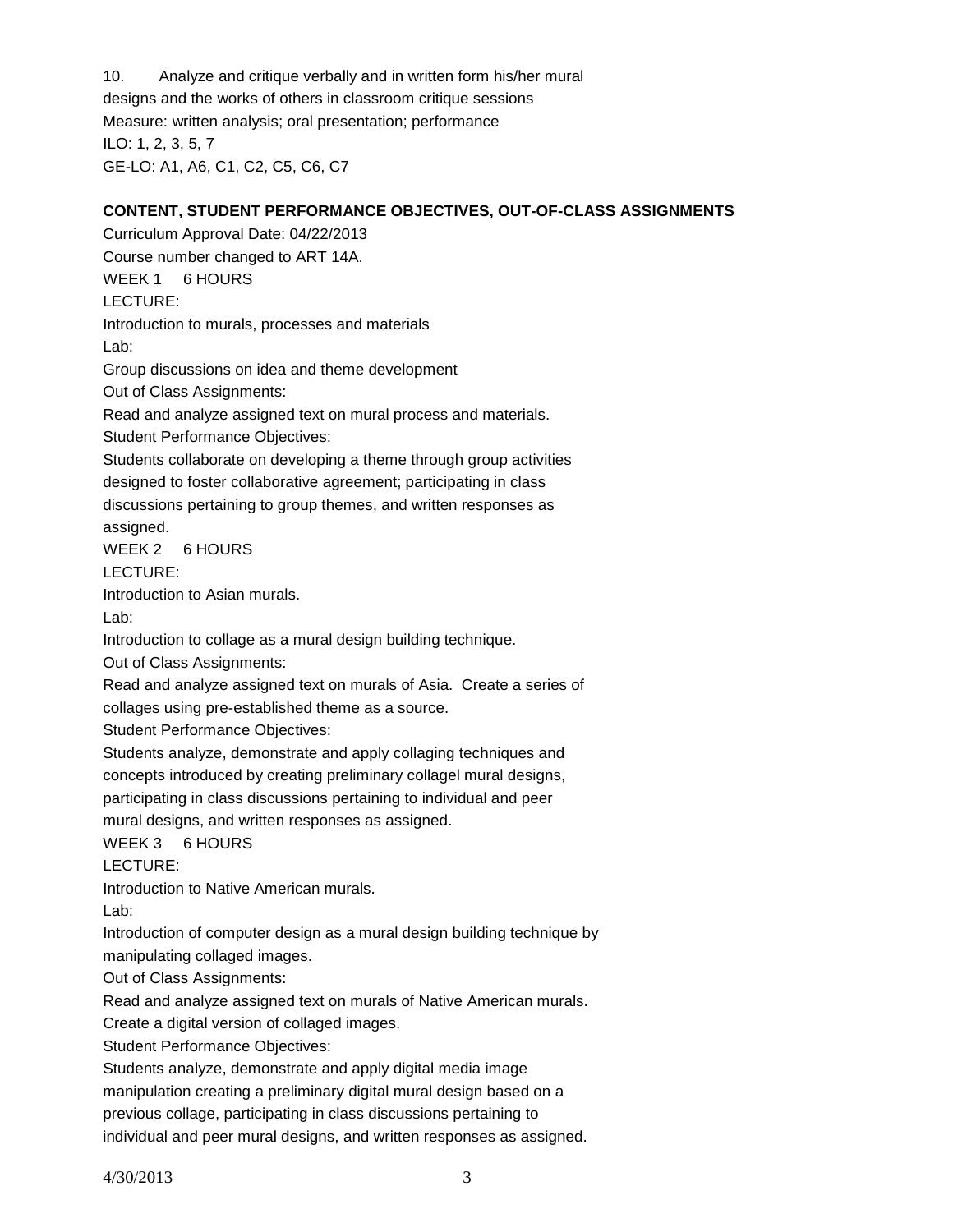10. Analyze and critique verbally and in written form his/her mural designs and the works of others in classroom critique sessions
Measure: written analysis; oral presentation; performance
ILO: 1, 2, 3, 5, 7
GE-LO: A1, A6, C1, C2, C5, C6, C7

**CONTENT, STUDENT PERFORMANCE OBJECTIVES, OUT-OF-CLASS ASSIGNMENTS**

Curriculum Approval Date: 04/22/2013
Course number changed to ART 14A.

WEEK 1 6 HOURS
LECTURE:
Introduction to murals, processes and materials
Lab:
Group discussions on idea and theme development
Out of Class Assignments:
Read and analyze assigned text on mural process and materials.
Student Performance Objectives:
Students collaborate on developing a theme through group activities designed to foster collaborative agreement; participating in class discussions pertaining to group themes, and written responses as assigned.

WEEK 2 6 HOURS
LECTURE:
Introduction to Asian murals.
Lab:
Introduction to collage as a mural design building technique.
Out of Class Assignments:
Read and analyze assigned text on murals of Asia. Create a series of collages using pre-established theme as a source.
Student Performance Objectives:
Students analyze, demonstrate and apply collaging techniques and concepts introduced by creating preliminary collagel mural designs, participating in class discussions pertaining to individual and peer mural designs, and written responses as assigned.

WEEK 3 6 HOURS
LECTURE:
Introduction to Native American murals.
Lab:
Introduction of computer design as a mural design building technique by manipulating collaged images.
Out of Class Assignments:
Read and analyze assigned text on murals of Native American murals.
Create a digital version of collaged images.
Student Performance Objectives:
Students analyze, demonstrate and apply digital media image manipulation creating a preliminary digital mural design based on a previous collage, participating in class discussions pertaining to individual and peer mural designs, and written responses as assigned.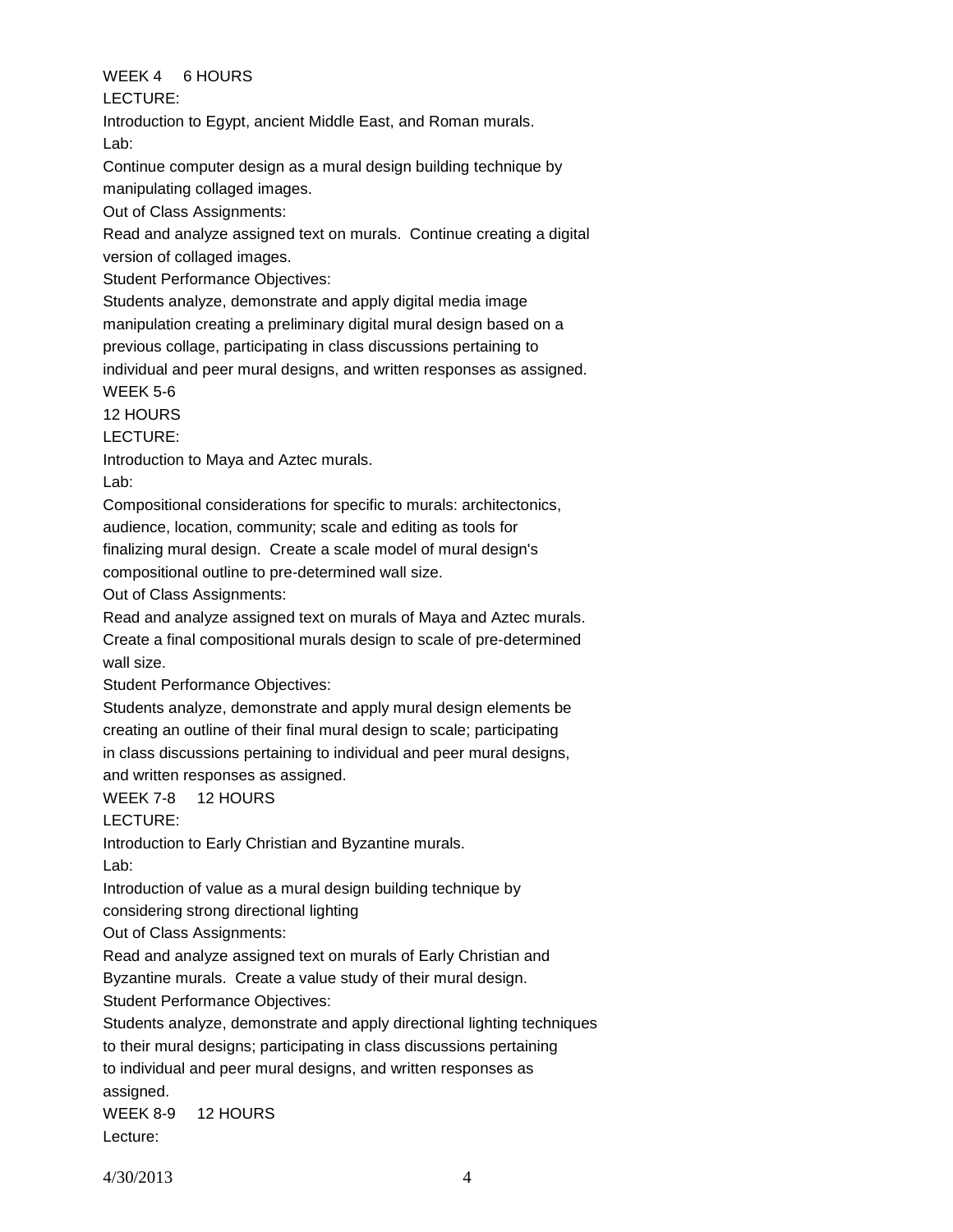WEEK 4 6 HOURS

LECTURE:

Introduction to Egypt, ancient Middle East, and Roman murals.

Lab:

Continue computer design as a mural design building technique by manipulating collaged images.

Out of Class Assignments:

Read and analyze assigned text on murals. Continue creating a digital version of collaged images.

Student Performance Objectives:

Students analyze, demonstrate and apply digital media image manipulation creating a preliminary digital mural design based on a previous collage, participating in class discussions pertaining to individual and peer mural designs, and written responses as assigned.

WEEK 5-6

12 HOURS

LECTURE:

Introduction to Maya and Aztec murals.

Lab:

Compositional considerations for specific to murals: architectonics, audience, location, community; scale and editing as tools for finalizing mural design. Create a scale model of mural design's compositional outline to pre-determined wall size.

Out of Class Assignments:

Read and analyze assigned text on murals of Maya and Aztec murals. Create a final compositional murals design to scale of pre-determined wall size.

Student Performance Objectives:

Students analyze, demonstrate and apply mural design elements be creating an outline of their final mural design to scale; participating in class discussions pertaining to individual and peer mural designs, and written responses as assigned.

WEEK 7-8 12 HOURS

LECTURE:

Introduction to Early Christian and Byzantine murals.

Lab:

Introduction of value as a mural design building technique by considering strong directional lighting

Out of Class Assignments:

Read and analyze assigned text on murals of Early Christian and Byzantine murals. Create a value study of their mural design.

Student Performance Objectives:

Students analyze, demonstrate and apply directional lighting techniques to their mural designs; participating in class discussions pertaining to individual and peer mural designs, and written responses as assigned.

WEEK 8-9 12 HOURS

Lecture: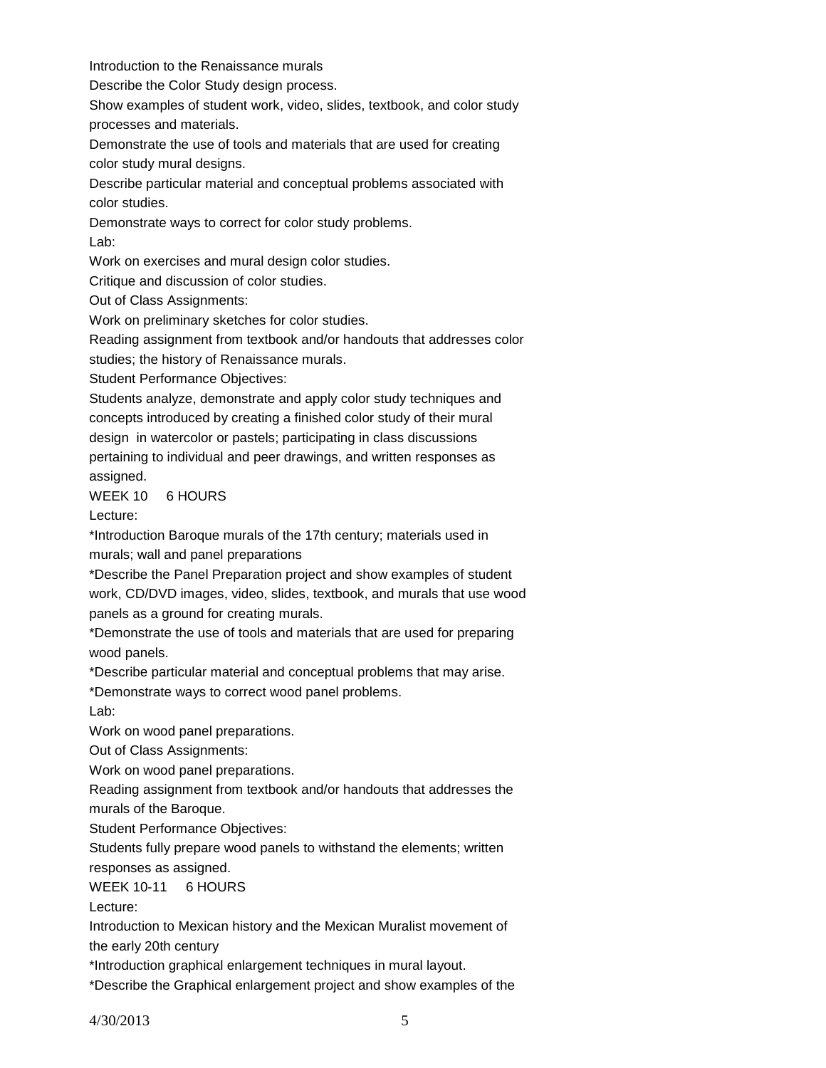Introduction to the Renaissance murals

Describe the Color Study design process.

Show examples of student work, video, slides, textbook, and color study processes and materials.

Demonstrate the use of tools and materials that are used for creating color study mural designs.

Describe particular material and conceptual problems associated with color studies.

Demonstrate ways to correct for color study problems.

Lab:

Work on exercises and mural design color studies.

Critique and discussion of color studies.

Out of Class Assignments:

Work on preliminary sketches for color studies.

Reading assignment from textbook and/or handouts that addresses color studies; the history of Renaissance murals.

Student Performance Objectives:

Students analyze, demonstrate and apply color study techniques and concepts introduced by creating a finished color study of their mural design in watercolor or pastels; participating in class discussions pertaining to individual and peer drawings, and written responses as assigned.

WEEK 10 6 HOURS

Lecture:

*Introduction Baroque murals of the 17th century; materials used in murals; wall and panel preparations

*Describe the Panel Preparation project and show examples of student work, CD/DVD images, video, slides, textbook, and murals that use wood panels as a ground for creating murals.

*Demonstrate the use of tools and materials that are used for preparing wood panels.

*Describe particular material and conceptual problems that may arise.

*Demonstrate ways to correct wood panel problems.

Lab:

Work on wood panel preparations.

Out of Class Assignments:

Work on wood panel preparations.

Reading assignment from textbook and/or handouts that addresses the murals of the Baroque.

Student Performance Objectives:

Students fully prepare wood panels to withstand the elements; written responses as assigned.

WEEK 10-11 6 HOURS

Lecture:

Introduction to Mexican history and the Mexican Muralist movement of the early 20th century

*Introduction graphical enlargement techniques in mural layout.

*Describe the Graphical enlargement project and show examples of the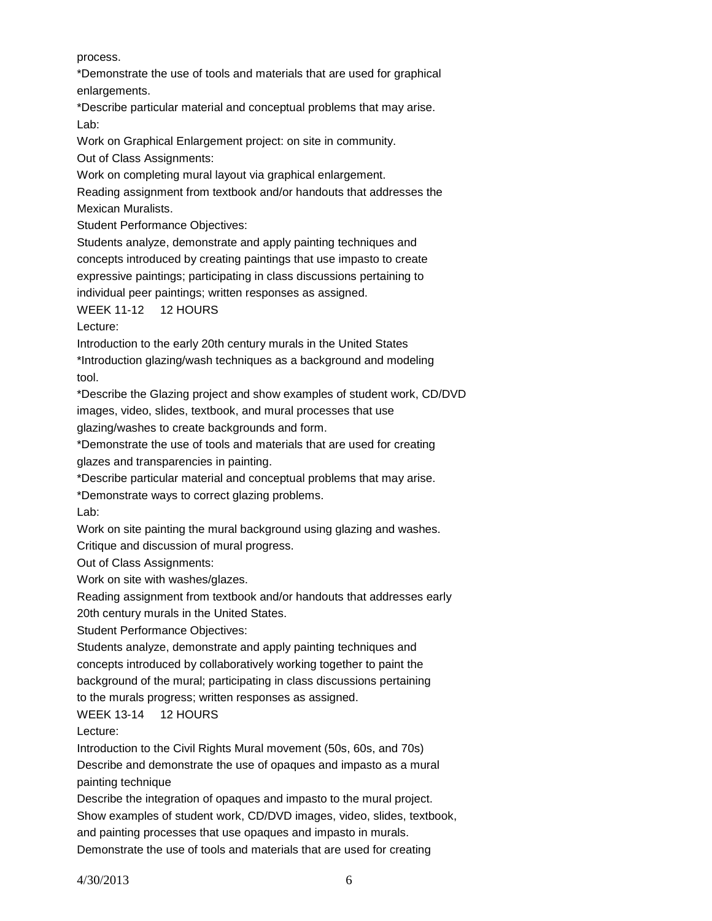process.

*Demonstrate the use of tools and materials that are used for graphical enlargements.

*Describe particular material and conceptual problems that may arise.

Lab:

Work on Graphical Enlargement project: on site in community.

Out of Class Assignments:

Work on completing mural layout via graphical enlargement.

Reading assignment from textbook and/or handouts that addresses the Mexican Muralists.

Student Performance Objectives:

Students analyze, demonstrate and apply painting techniques and concepts introduced by creating paintings that use impasto to create expressive paintings; participating in class discussions pertaining to individual peer paintings; written responses as assigned.

WEEK 11-12 12 HOURS

Lecture:

Introduction to the early 20th century murals in the United States

*Introduction glazing/wash techniques as a background and modeling tool.

*Describe the Glazing project and show examples of student work, CD/DVD images, video, slides, textbook, and mural processes that use glazing/washes to create backgrounds and form.

*Demonstrate the use of tools and materials that are used for creating glazes and transparencies in painting.

*Describe particular material and conceptual problems that may arise.

*Demonstrate ways to correct glazing problems.

Lab:

Work on site painting the mural background using glazing and washes.

Critique and discussion of mural progress.

Out of Class Assignments:

Work on site with washes/glazes.

Reading assignment from textbook and/or handouts that addresses early 20th century murals in the United States.

Student Performance Objectives:

Students analyze, demonstrate and apply painting techniques and concepts introduced by collaboratively working together to paint the background of the mural; participating in class discussions pertaining to the murals progress; written responses as assigned.

WEEK 13-14 12 HOURS

Lecture:

Introduction to the Civil Rights Mural movement (50s, 60s, and 70s)

Describe and demonstrate the use of opaques and impasto as a mural painting technique

Describe the integration of opaques and impasto to the mural project.

Show examples of student work, CD/DVD images, video, slides, textbook, and painting processes that use opaques and impasto in murals.

Demonstrate the use of tools and materials that are used for creating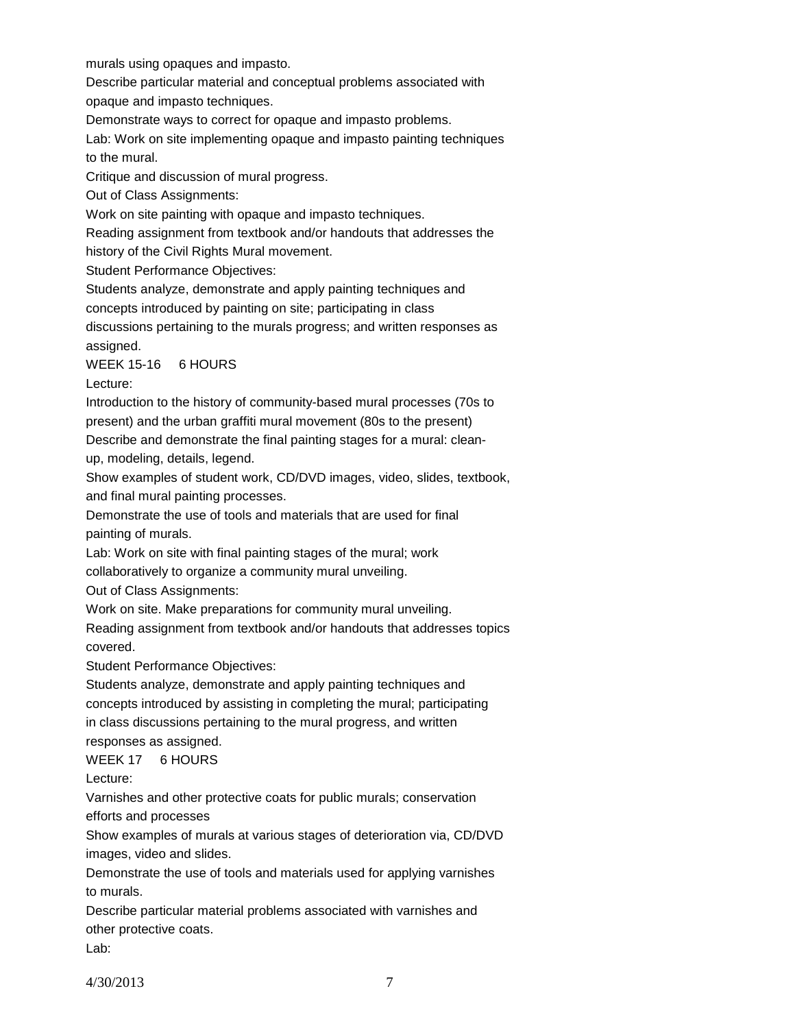murals using opaques and impasto.

Describe particular material and conceptual problems associated with opaque and impasto techniques.

Demonstrate ways to correct for opaque and impasto problems.

Lab: Work on site implementing opaque and impasto painting techniques to the mural.

Critique and discussion of mural progress.

Out of Class Assignments:

Work on site painting with opaque and impasto techniques.

Reading assignment from textbook and/or handouts that addresses the history of the Civil Rights Mural movement.

Student Performance Objectives:

Students analyze, demonstrate and apply painting techniques and concepts introduced by painting on site; participating in class discussions pertaining to the murals progress; and written responses as assigned.

WEEK 15-16 6 HOURS

Lecture:

Introduction to the history of community-based mural processes (70s to present) and the urban graffiti mural movement (80s to the present)

Describe and demonstrate the final painting stages for a mural: clean-up, modeling, details, legend.

Show examples of student work, CD/DVD images, video, slides, textbook, and final mural painting processes.

Demonstrate the use of tools and materials that are used for final painting of murals.

Lab: Work on site with final painting stages of the mural; work collaboratively to organize a community mural unveiling.

Out of Class Assignments:

Work on site. Make preparations for community mural unveiling.

Reading assignment from textbook and/or handouts that addresses topics covered.

Student Performance Objectives:

Students analyze, demonstrate and apply painting techniques and concepts introduced by assisting in completing the mural; participating in class discussions pertaining to the mural progress, and written responses as assigned.

WEEK 17 6 HOURS

Lecture:

Varnishes and other protective coats for public murals; conservation efforts and processes

Show examples of murals at various stages of deterioration via, CD/DVD images, video and slides.

Demonstrate the use of tools and materials used for applying varnishes to murals.

Describe particular material problems associated with varnishes and other protective coats.

Lab: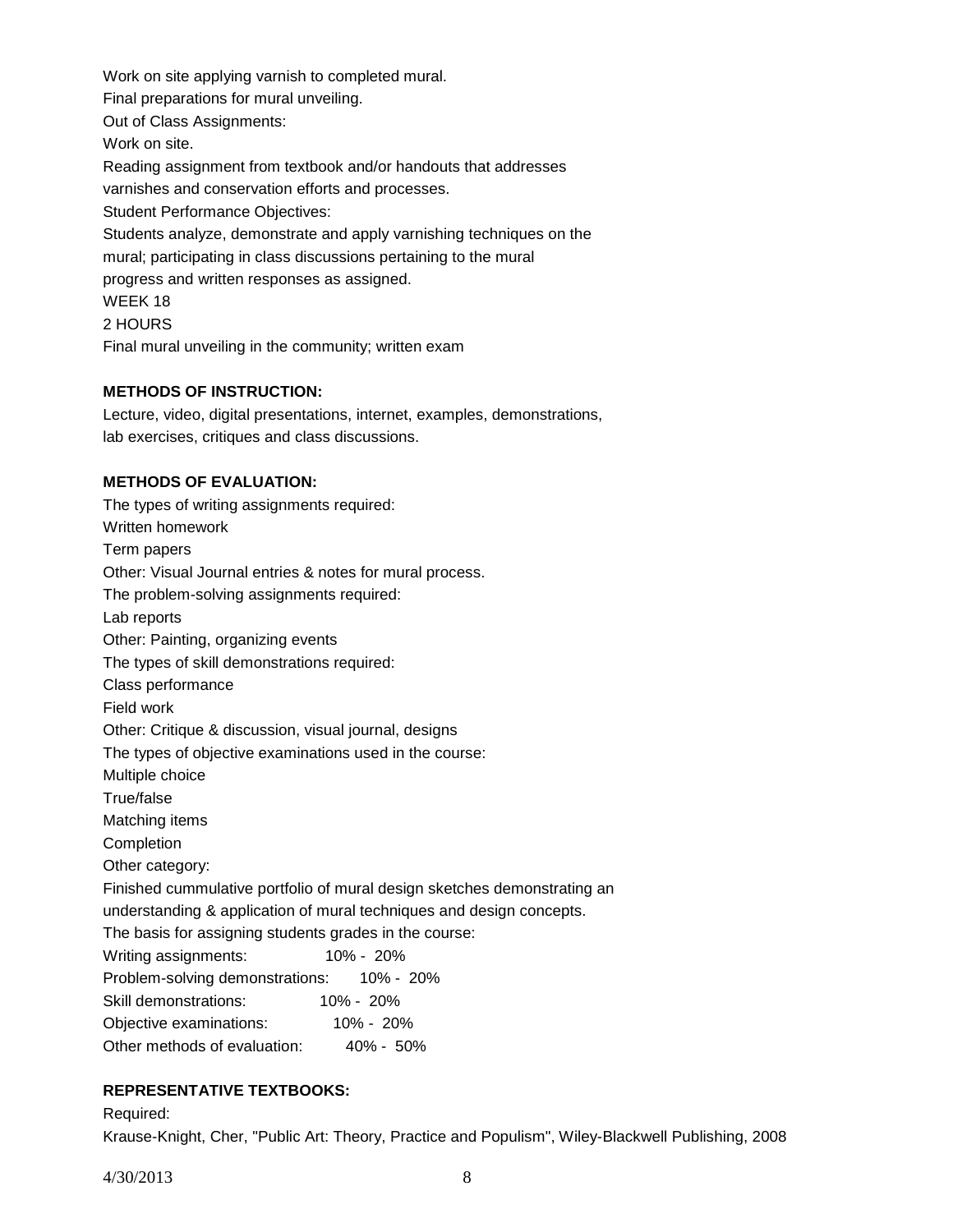Work on site applying varnish to completed mural.
Final preparations for mural unveiling.
Out of Class Assignments:
Work on site.
Reading assignment from textbook and/or handouts that addresses varnishes and conservation efforts and processes.
Student Performance Objectives:
Students analyze, demonstrate and apply varnishing techniques on the mural; participating in class discussions pertaining to the mural progress and written responses as assigned.
WEEK 18
2 HOURS
Final mural unveiling in the community; written exam

**METHODS OF INSTRUCTION:**

Lecture, video, digital presentations, internet, examples, demonstrations, lab exercises, critiques and class discussions.

**METHODS OF EVALUATION:**

The types of writing assignments required:
Written homework
Term papers
Other: Visual Journal entries & notes for mural process.
The problem-solving assignments required:
Lab reports
Other: Painting, organizing events
The types of skill demonstrations required:
Class performance
Field work
Other: Critique & discussion, visual journal, designs
The types of objective examinations used in the course:
Multiple choice
True/false
Matching items
Completion
Other category:
Finished cummulative portfolio of mural design sketches demonstrating an understanding & application of mural techniques and design concepts.
The basis for assigning students grades in the course:

| | |
|---|---|
| Writing assignments: | 10% - 20% |
| Problem-solving demonstrations: | 10% - 20% |
| Skill demonstrations: | 10% - 20% |
| Objective examinations: | 10% - 20% |
| Other methods of evaluation: | 40% - 50% |

**REPRESENTATIVE TEXTBOOKS:**

Required:
Krause-Knight, Cher, "Public Art: Theory, Practice and Populism", Wiley-Blackwell Publishing, 2008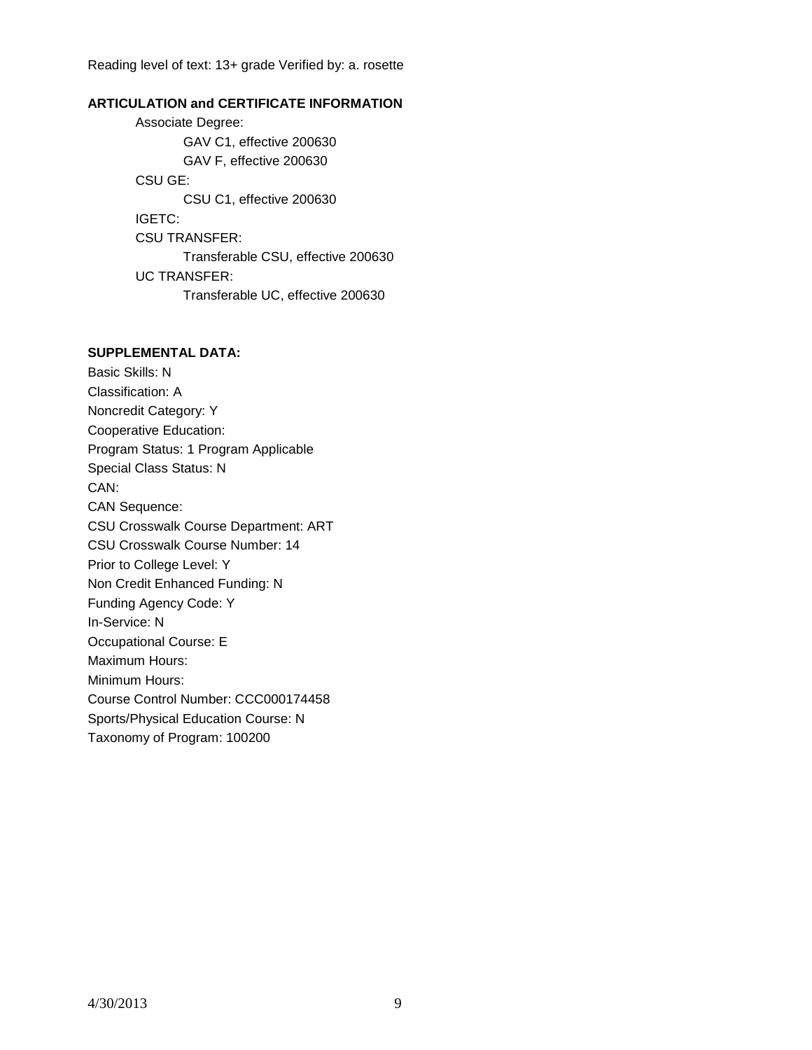Reading level of text: 13+ grade Verified by: a. rosette

**ARTICULATION and CERTIFICATE INFORMATION**

Associate Degree:

GAV C1, effective 200630

GAV F, effective 200630

CSU GE:

CSU C1, effective 200630

IGETC:

CSU TRANSFER:

Transferable CSU, effective 200630

UC TRANSFER:

Transferable UC, effective 200630

**SUPPLEMENTAL DATA:**

Basic Skills: N
Classification: A
Noncredit Category: Y
Cooperative Education:
Program Status: 1 Program Applicable
Special Class Status: N
CAN:
CAN Sequence:
CSU Crosswalk Course Department: ART
CSU Crosswalk Course Number: 14
Prior to College Level: Y
Non Credit Enhanced Funding: N
Funding Agency Code: Y
In-Service: N
Occupational Course: E
Maximum Hours:
Minimum Hours:
Course Control Number: CCC000174458
Sports/Physical Education Course: N
Taxonomy of Program: 100200